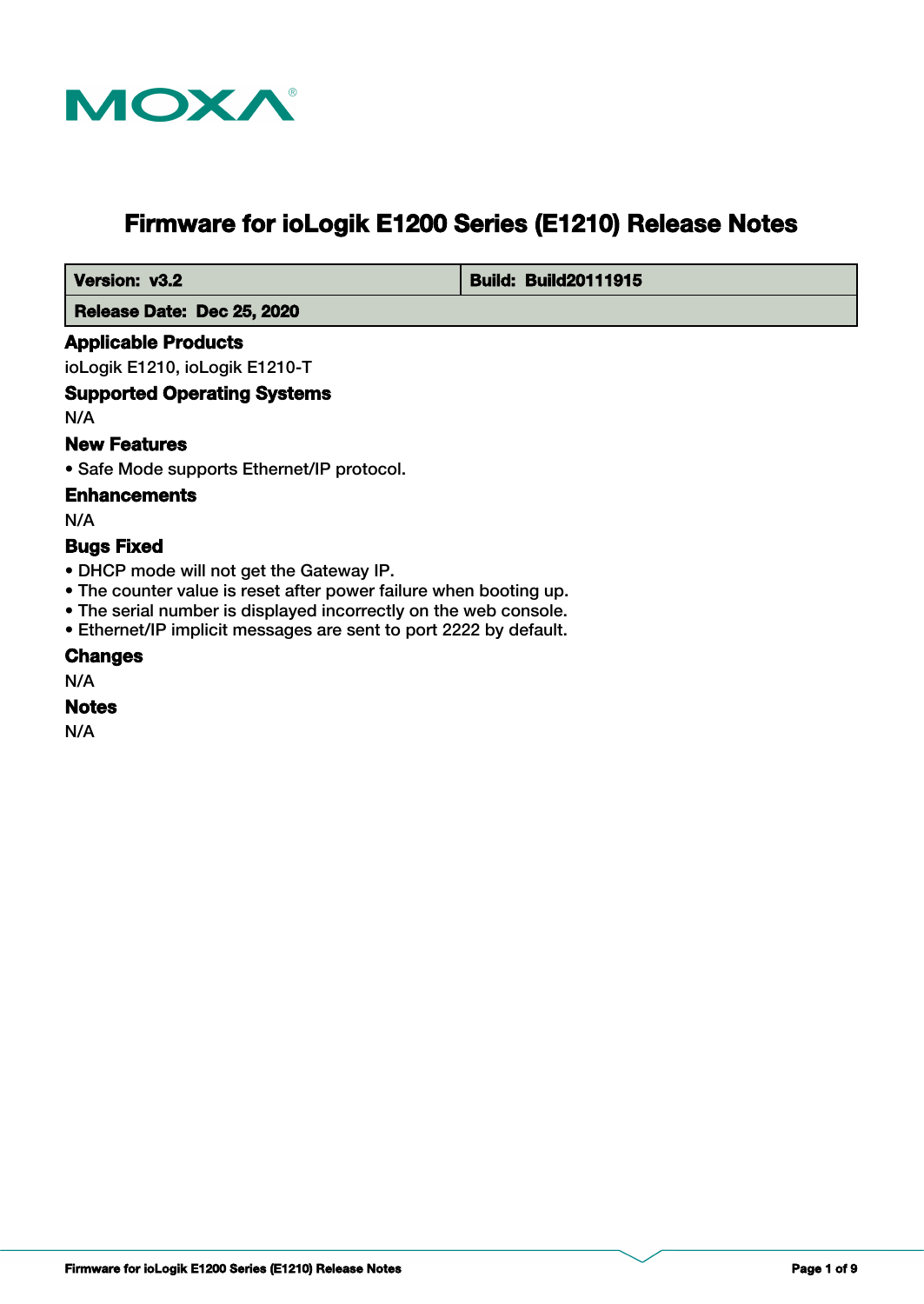MOXA®

# Firmware for ioLogik E1200 Series (E1210) Release Notes

| Version: v3.2 | Build: Build20111915 |
| --- | --- |
| Release Date: Dec 25, 2020 | |

### Applicable Products

ioLogik E1210, ioLogik E1210-T

### Supported Operating Systems

N/A

### New Features

- Safe Mode supports Ethernet/IP protocol.

### Enhancements

N/A

### Bugs Fixed

- DHCP mode will not get the Gateway IP.
- The counter value is reset after power failure when booting up.
- The serial number is displayed incorrectly on the web console.
- Ethernet/IP implicit messages are sent to port 2222 by default.

### Changes

N/A

### Notes

N/A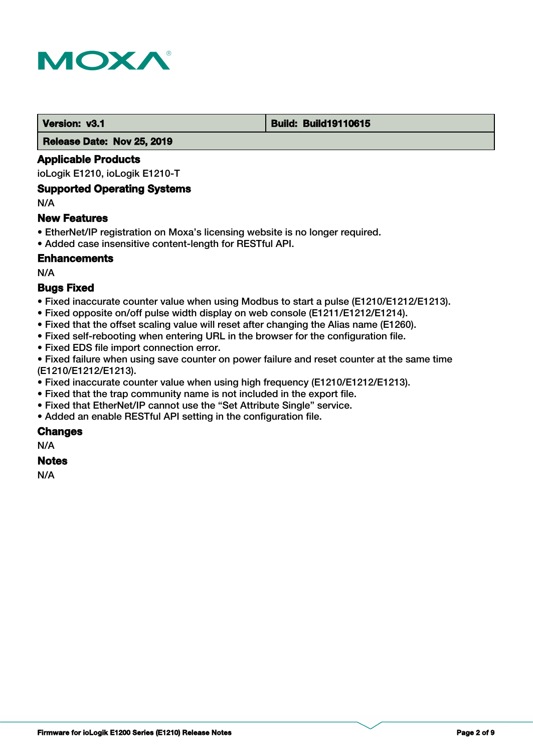| Version: v3.1 | Build: Build19110615 |
| --- | --- |
| Release Date: Nov 25, 2019 | |

### Applicable Products

ioLogik E1210, ioLogik E1210-T

### Supported Operating Systems

N/A

### New Features

- EtherNet/IP registration on Moxa's licensing website is no longer required.
- Added case insensitive content-length for RESTful API.

### Enhancements

N/A

### Bugs Fixed

- Fixed inaccurate counter value when using Modbus to start a pulse (E1210/E1212/E1213).
- Fixed opposite on/off pulse width display on web console (E1211/E1212/E1214).
- Fixed that the offset scaling value will reset after changing the Alias name (E1260).
- Fixed self-rebooting when entering URL in the browser for the configuration file.
- Fixed EDS file import connection error.
- Fixed failure when using save counter on power failure and reset counter at the same time (E1210/E1212/E1213).
- Fixed inaccurate counter value when using high frequency (E1210/E1212/E1213).
- Fixed that the trap community name is not included in the export file.
- Fixed that EtherNet/IP cannot use the "Set Attribute Single" service.
- Added an enable RESTful API setting in the configuration file.

### Changes

N/A

### Notes

N/A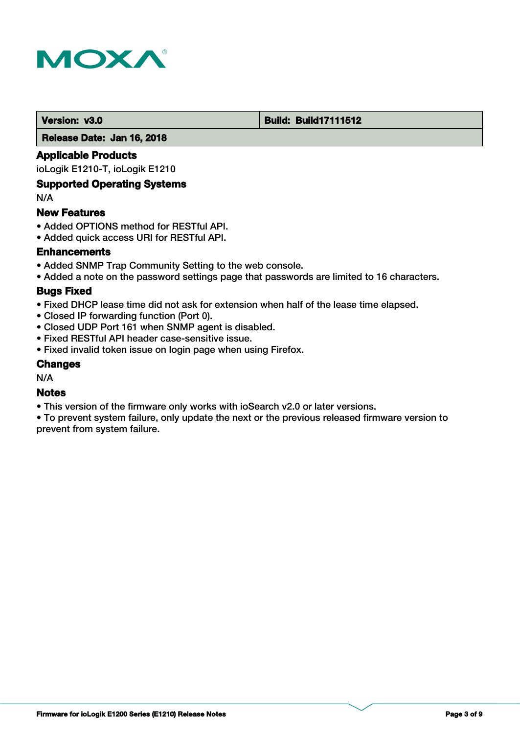| Version: v3.0 | Build: Build17111512 |
| --- | --- |
| Release Date: Jan 16, 2018 | |

### Applicable Products

ioLogik E1210-T, ioLogik E1210

### Supported Operating Systems

N/A

### New Features

- Added OPTIONS method for RESTful API.
- Added quick access URI for RESTful API.

### Enhancements

- Added SNMP Trap Community Setting to the web console.
- Added a note on the password settings page that passwords are limited to 16 characters.

### Bugs Fixed

- Fixed DHCP lease time did not ask for extension when half of the lease time elapsed.
- Closed IP forwarding function (Port 0).
- Closed UDP Port 161 when SNMP agent is disabled.
- Fixed RESTful API header case-sensitive issue.
- Fixed invalid token issue on login page when using Firefox.

### Changes

N/A

### Notes

- This version of the firmware only works with ioSearch v2.0 or later versions.
- To prevent system failure, only update the next or the previous released firmware version to prevent from system failure.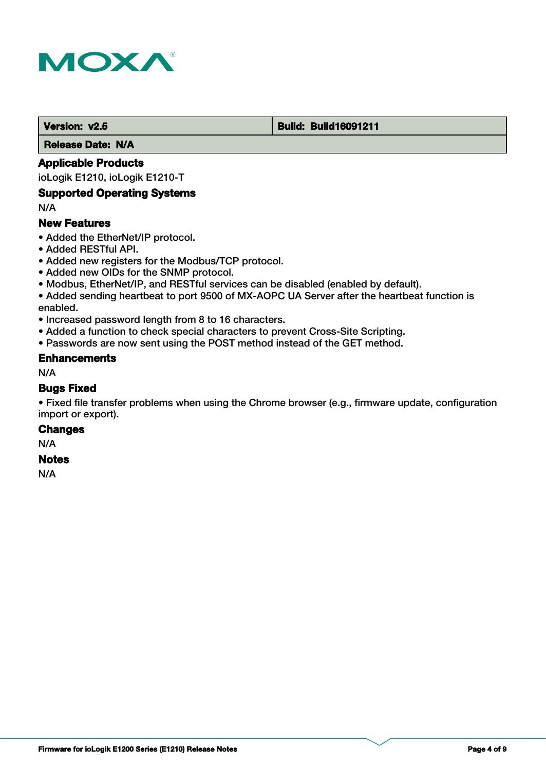| Version: v2.5 | Build: Build16091211 |
| --- | --- |
| Release Date: N/A | |

### Applicable Products

ioLogik E1210, ioLogik E1210-T

### Supported Operating Systems

N/A

### New Features

- Added the EtherNet/IP protocol.
- Added RESTful API.
- Added new registers for the Modbus/TCP protocol.
- Added new OIDs for the SNMP protocol.
- Modbus, EtherNet/IP, and RESTful services can be disabled (enabled by default).
- Added sending heartbeat to port 9500 of MX-AOPC UA Server after the heartbeat function is enabled.
- Increased password length from 8 to 16 characters.
- Added a function to check special characters to prevent Cross-Site Scripting.
- Passwords are now sent using the POST method instead of the GET method.

### Enhancements

N/A

### Bugs Fixed

- Fixed file transfer problems when using the Chrome browser (e.g., firmware update, configuration import or export).

### Changes

N/A

### Notes

N/A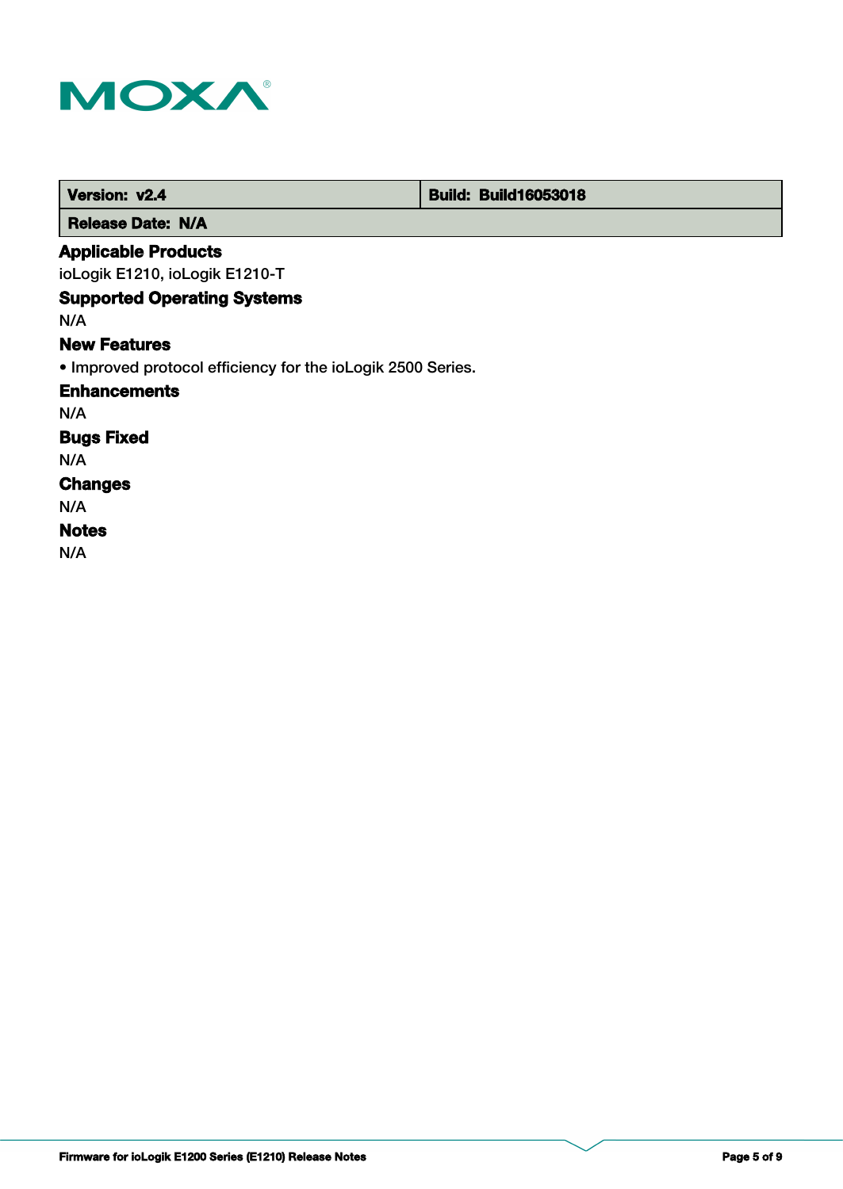| Version: v2.4 | Build: Build16053018 |
|---|---|
| Release Date: N/A | |

### Applicable Products

ioLogik E1210, ioLogik E1210-T

### Supported Operating Systems

N/A

### New Features

• Improved protocol efficiency for the ioLogik 2500 Series.

### Enhancements

N/A

### Bugs Fixed

N/A

### Changes

N/A

### Notes

N/A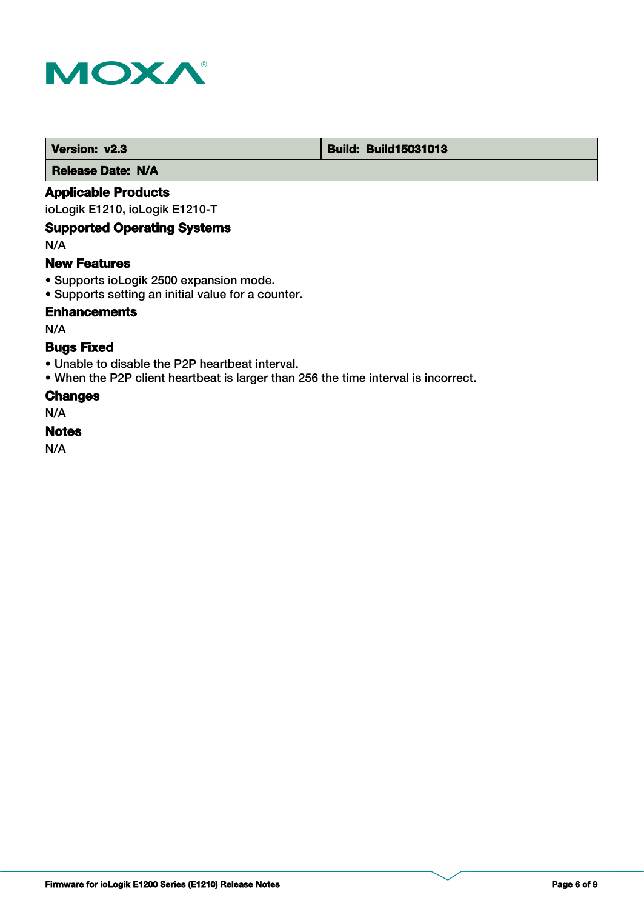| Version: v2.3 | Build: Build15031013 |
| --- | --- |
| Release Date: N/A | |

### Applicable Products

ioLogik E1210, ioLogik E1210-T

### Supported Operating Systems

N/A

### New Features

- Supports ioLogik 2500 expansion mode.
- Supports setting an initial value for a counter.

### Enhancements

N/A

### Bugs Fixed

- Unable to disable the P2P heartbeat interval.
- When the P2P client heartbeat is larger than 256 the time interval is incorrect.

### Changes

N/A

### Notes

N/A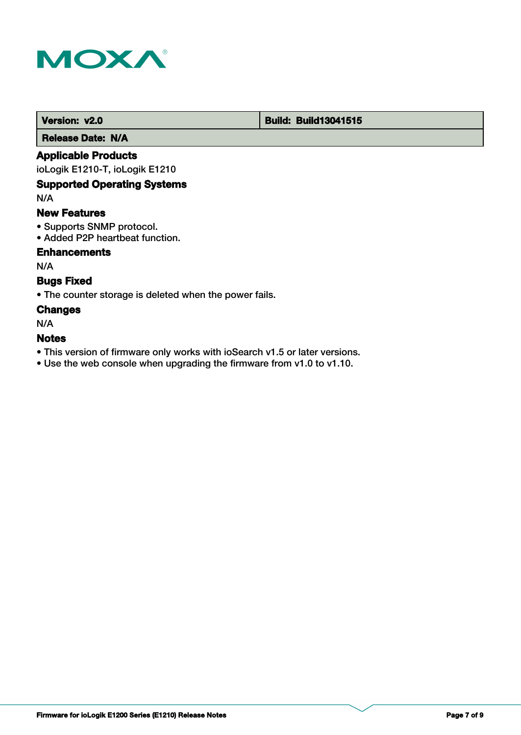| Version: v2.0 | Build: Build13041515 |
| --- | --- |
| Release Date: N/A | |

### Applicable Products

ioLogik E1210-T, ioLogik E1210

### Supported Operating Systems

N/A

### New Features

- Supports SNMP protocol.
- Added P2P heartbeat function.

### Enhancements

N/A

### Bugs Fixed

- The counter storage is deleted when the power fails.

### Changes

N/A

### Notes

- This version of firmware only works with ioSearch v1.5 or later versions.
- Use the web console when upgrading the firmware from v1.0 to v1.10.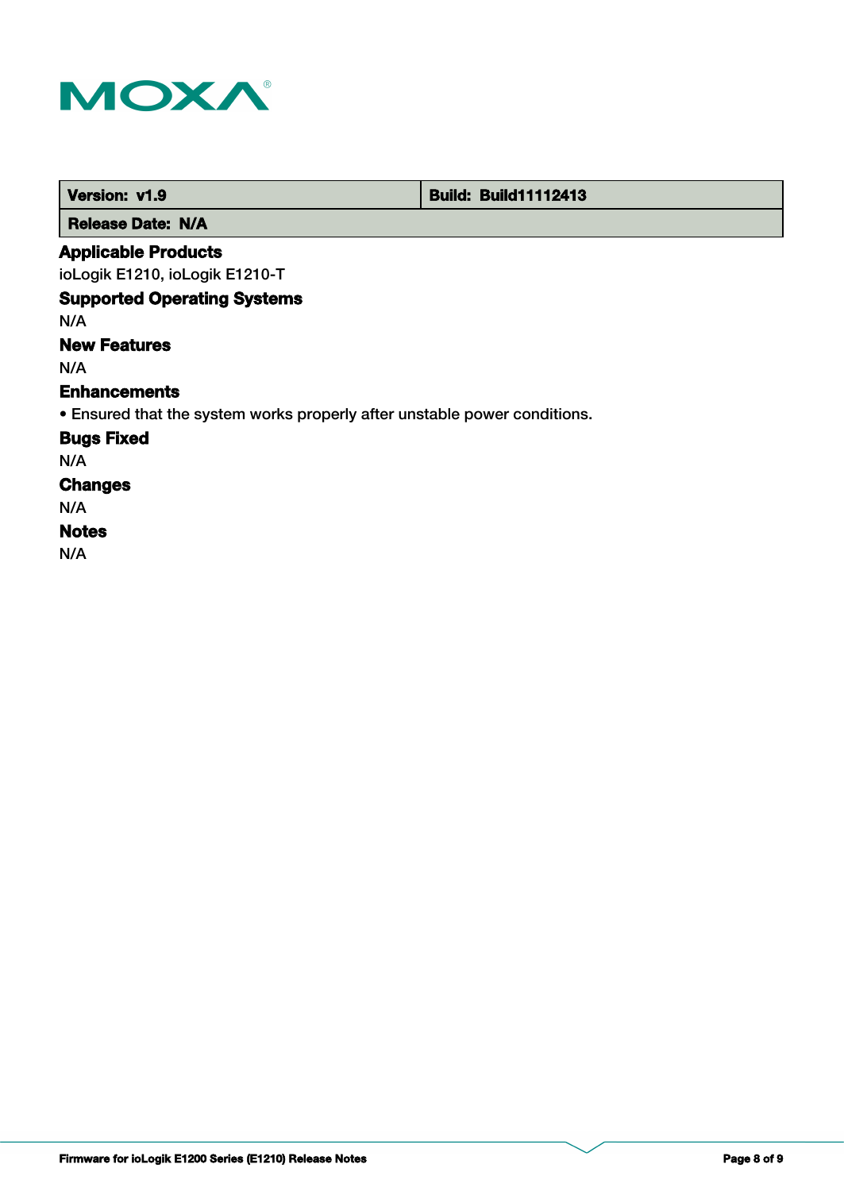| Version: v1.9 | Build: Build11112413 |
| --- | --- |
| Release Date: N/A | |

### Applicable Products

ioLogik E1210, ioLogik E1210-T

### Supported Operating Systems

N/A

### New Features

N/A

### Enhancements

• Ensured that the system works properly after unstable power conditions.

### Bugs Fixed

N/A

### Changes

N/A

### Notes

N/A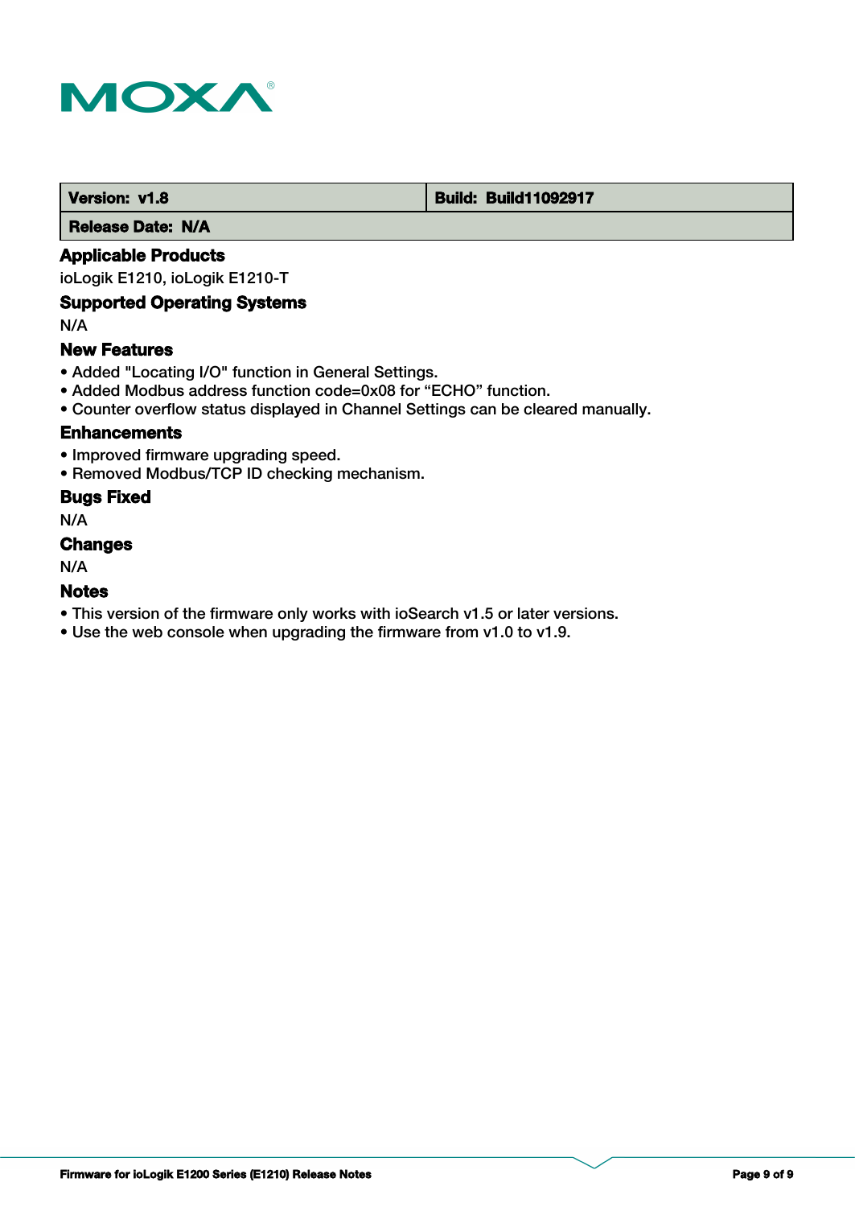| Version: v1.8 | Build: Build11092917 |
| --- | --- |
| Release Date: N/A | |

### Applicable Products

ioLogik E1210, ioLogik E1210-T

### Supported Operating Systems

N/A

### New Features

- Added "Locating I/O" function in General Settings.
- Added Modbus address function code=0x08 for “ECHO” function.
- Counter overflow status displayed in Channel Settings can be cleared manually.

### Enhancements

- Improved firmware upgrading speed.
- Removed Modbus/TCP ID checking mechanism.

### Bugs Fixed

N/A

### Changes

N/A

### Notes

- This version of the firmware only works with ioSearch v1.5 or later versions.
- Use the web console when upgrading the firmware from v1.0 to v1.9.